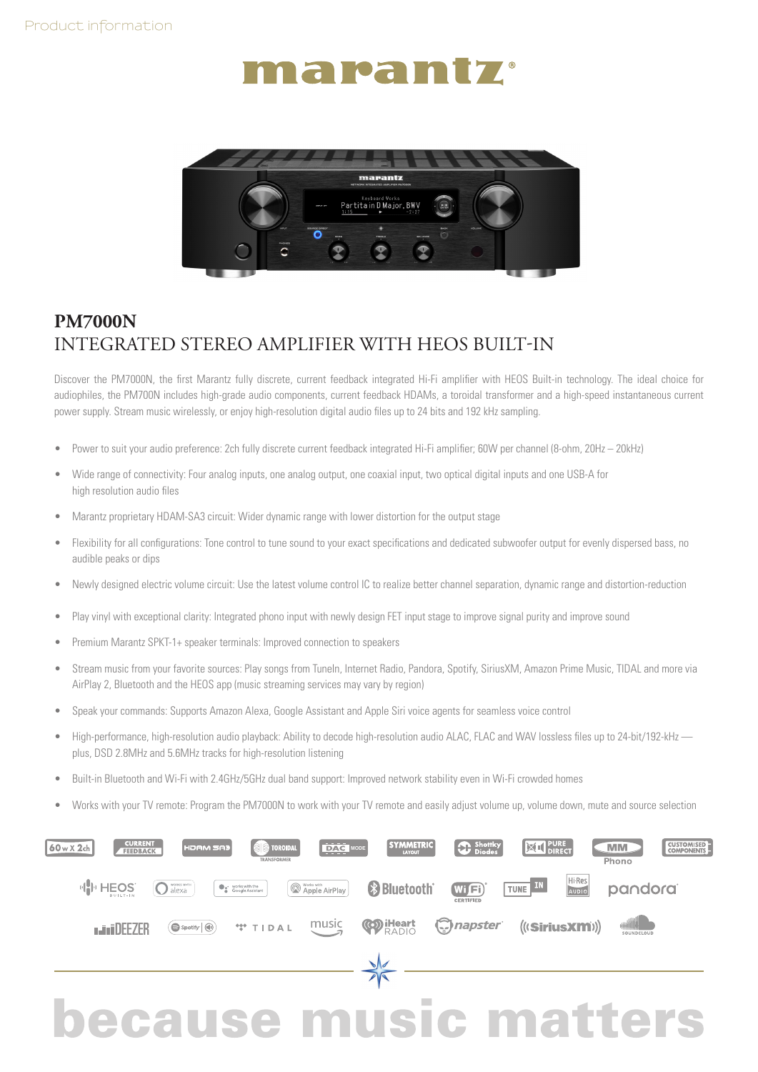Product information

# marantz

## PM7000N

## INTEGRATED STEREO AMPLIFIER WITH HEOS BUILT-IN

Discover the PM7000N, the first Marantz fully discrete, current feedback integrated Hi-Fi amplifier with HEOS Built-in technology. The ideal choice for audiophiles, the PM700N includes high-grade audio components, current feedback HDAMs, a toroidal transformer and a high-speed instantaneous current power supply. Stream music wirelessly, or enjoy high-resolution digital audio files up to 24 bits and 192 kHz sampling.

- Power to suit your audio preference: 2ch fully discrete current feedback integrated Hi-Fi amplifier; 60W per channel (8-ohm, 20Hz – 20kHz)
- Wide range of connectivity: Four analog inputs, one analog output, one coaxial input, two optical digital inputs and one USB-A for high resolution audio files
- Marantz proprietary HDAM-SA3 circuit: Wider dynamic range with lower distortion for the output stage
- Flexibility for all configurations: Tone control to tune sound to your exact specifications and dedicated subwoofer output for evenly dispersed bass, no audible peaks or dips
- Newly designed electric volume circuit: Use the latest volume control IC to realize better channel separation, dynamic range and distortion-reduction
- Play vinyl with exceptional clarity: Integrated phono input with newly design FET input stage to improve signal purity and improve sound
- Premium Marantz SPKT-1+ speaker terminals: Improved connection to speakers
- Stream music from your favorite sources: Play songs from TuneIn, Internet Radio, Pandora, Spotify, SiriusXM, Amazon Prime Music, TIDAL and more via AirPlay 2, Bluetooth and the HEOS app (music streaming services may vary by region)
- Speak your commands: Supports Amazon Alexa, Google Assistant and Apple Siri voice agents for seamless voice control
- High-performance, high-resolution audio playback: Ability to decode high-resolution audio ALAC, FLAC and WAV lossless files up to 24-bit/192-kHz — plus, DSD 2.8MHz and 5.6MHz tracks for high-resolution listening
- Built-in Bluetooth and Wi-Fi with 2.4GHz/5GHz dual band support: Improved network stability even in Wi-Fi crowded homes
- Works with your TV remote: Program the PM7000N to work with your TV remote and easily adjust volume up, volume down, mute and source selection

60w x 2ch | CURRENT FEEDBACK | HDAM SA3 | TOROIDAL TRANSFORMER | DAC MODE | SYMMETRIC LAYOUT | Schottky Diodes | PURE DIRECT | MM Phono | CUSTOMISED COMPONENTS

HEOS BUILT-IN | Works with alexa | Works with the Google Assistant | Works with Apple AirPlay | Bluetooth | Wi-Fi CERTIFIED | TUNE IN | Hi-Res AUDIO | pandora

DEEZER | Spotify | TIDAL | music | iHeart RADIO | napster | SiriusXM | SOUNDCLOUD

**because music matters**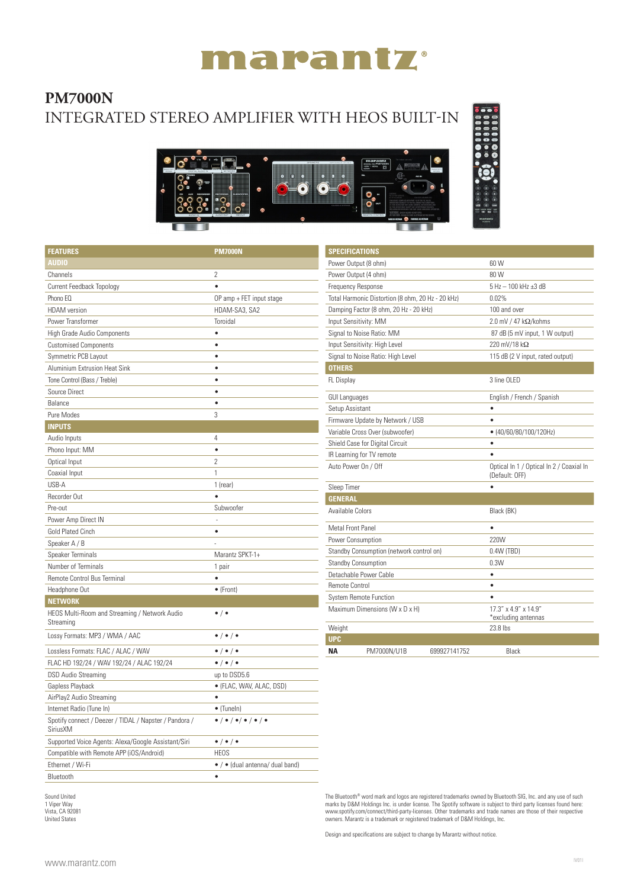# marantz

## PM7000N

INTEGRATED STEREO AMPLIFIER WITH HEOS BUILT-IN

| FEATURES | PM7000N |
|---|---|
| **AUDIO** | |
| Channels | 2 |
| Current Feedback Topology | • |
| Phono EQ | OP amp + FET input stage |
| HDAM version | HDAM-SA3, SA2 |
| Power Transformer | Toroidal |
| High Grade Audio Components | • |
| Customised Components | • |
| Symmetric PCB Layout | • |
| Aluminium Extrusion Heat Sink | • |
| Tone Control (Bass / Treble) | • |
| Source Direct | • |
| Balance | • |
| Pure Modes | 3 |
| **INPUTS** | |
| Audio Inputs | 4 |
| Phono Input: MM | • |
| Optical Input | 2 |
| Coaxial Input | 1 |
| USB-A | 1 (rear) |
| Recorder Out | • |
| Pre-out | Subwoofer |
| Power Amp Direct IN | - |
| Gold Plated Cinch | • |
| Speaker A / B | - |
| Speaker Terminals | Marantz SPKT-1+ |
| Number of Terminals | 1 pair |
| Remote Control Bus Terminal | • |
| Headphone Out | • (Front) |
| **NETWORK** | |
| HEOS Multi-Room and Streaming / Network Audio Streaming | • / • |
| Lossy Formats: MP3 / WMA / AAC | • / • / • |
| Lossless Formats: FLAC / ALAC / WAV | • / • / • |
| FLAC HD 192/24 / WAV 192/24 / ALAC 192/24 | • / • / • |
| DSD Audio Streaming | up to DSD5.6 |
| Gapless Playback | • (FLAC, WAV, ALAC, DSD) |
| AirPlay2 Audio Streaming | • |
| Internet Radio (Tune In) | • (TuneIn) |
| Spotify connect / Deezer / TIDAL / Napster / Pandora / SiriusXM | • / • / •/ • / • / • |
| Supported Voice Agents: Alexa/Google Assistant/Siri | • / • / • |
| Compatible with Remote APP (iOS/Android) | HEOS |
| Ethernet / Wi-Fi | • / • (dual antenna/ dual band) |
| Bluetooth | • |

| SPECIFICATIONS | |
|---|---|
| Power Output (8 ohm) | 60 W |
| Power Output (4 ohm) | 80 W |
| Frequency Response | 5 Hz – 100 kHz ±3 dB |
| Total Harmonic Distortion (8 ohm, 20 Hz - 20 kHz) | 0.02% |
| Damping Factor (8 ohm, 20 Hz - 20 kHz) | 100 and over |
| Input Sensitivity: MM | 2.0 mV / 47 kΩ/kohms |
| Signal to Noise Ratio: MM | 87 dB (5 mV input, 1 W output) |
| Input Sensitivity: High Level | 220 mV/18 kΩ |
| Signal to Noise Ratio: High Level | 115 dB (2 V input, rated output) |
| **OTHERS** | |
| FL Display | 3 line OLED |
| GUI Languages | English / French / Spanish |
| Setup Assistant | • |
| Firmware Update by Network / USB | • |
| Variable Cross Over (subwoofer) | • (40/60/80/100/120Hz) |
| Shield Case for Digital Circuit | • |
| IR Learning for TV remote | • |
| Auto Power On / Off | Optical In 1 / Optical In 2 / Coaxial In (Default: OFF) |
| Sleep Timer | • |
| **GENERAL** | |
| Available Colors | Black (BK) |
| Metal Front Panel | • |
| Power Consumption | 220W |
| Standby Consumption (network control on) | 0.4W (TBD) |
| Standby Consumption | 0.3W |
| Detachable Power Cable | • |
| Remote Control | • |
| System Remote Function | • |
| Maximum Dimensions (W x D x H) | 17.3" x 4.9" x 14.9" *excluding antennas |
| Weight | 23.8 lbs |

| UPC | | | |
|---|---|---|---|
| **NA** | PM7000N/U1B | 699927141752 | Black |

Sound United
1 Viper Way
Vista, CA 92081
United States

The Bluetooth® word mark and logos are registered trademarks owned by Bluetooth SIG, Inc. and any use of such marks by D&M Holdings Inc. is under license. The Spotify software is subject to third party licenses found here: www.spotify.com/connect/third-party-licenses. Other trademarks and trade names are those of their respective owners. Marantz is a trademark or registered trademark of D&M Holdings, Inc.

Design and specifications are subject to change by Marantz without notice.

www.marantz.com